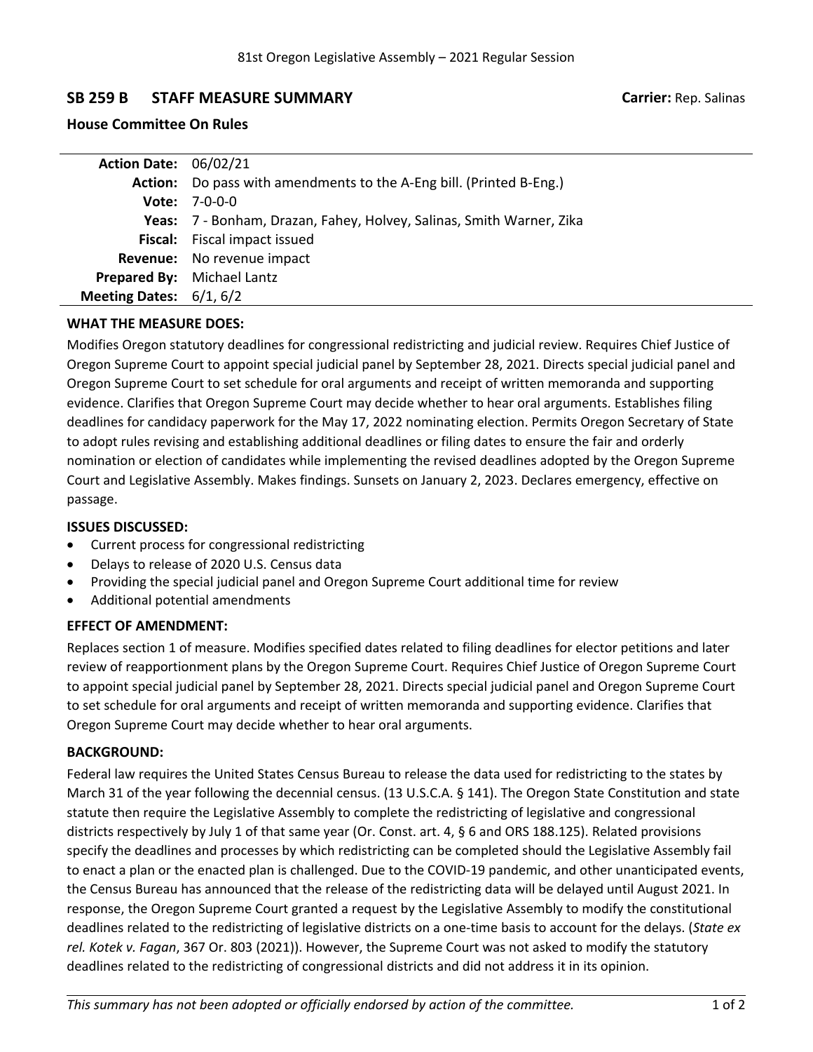81st Oregon Legislative Assembly – 2021 Regular Session

## SB 259 B STAFF MEASURE SUMMARY

**Carrier:** Rep. Salinas

### House Committee On Rules

| | |
|---|---|
| **Action Date:** | 06/02/21 |
| **Action:** | Do pass with amendments to the A-Eng bill. (Printed B-Eng.) |
| **Vote:** | 7-0-0-0 |
| **Yeas:** | 7 - Bonham, Drazan, Fahey, Holvey, Salinas, Smith Warner, Zika |
| **Fiscal:** | Fiscal impact issued |
| **Revenue:** | No revenue impact |
| **Prepared By:** | Michael Lantz |
| **Meeting Dates:** | 6/1, 6/2 |

### WHAT THE MEASURE DOES:

Modifies Oregon statutory deadlines for congressional redistricting and judicial review. Requires Chief Justice of Oregon Supreme Court to appoint special judicial panel by September 28, 2021. Directs special judicial panel and Oregon Supreme Court to set schedule for oral arguments and receipt of written memoranda and supporting evidence. Clarifies that Oregon Supreme Court may decide whether to hear oral arguments. Establishes filing deadlines for candidacy paperwork for the May 17, 2022 nominating election. Permits Oregon Secretary of State to adopt rules revising and establishing additional deadlines or filing dates to ensure the fair and orderly nomination or election of candidates while implementing the revised deadlines adopted by the Oregon Supreme Court and Legislative Assembly. Makes findings. Sunsets on January 2, 2023. Declares emergency, effective on passage.

### ISSUES DISCUSSED:

- Current process for congressional redistricting
- Delays to release of 2020 U.S. Census data
- Providing the special judicial panel and Oregon Supreme Court additional time for review
- Additional potential amendments

### EFFECT OF AMENDMENT:

Replaces section 1 of measure. Modifies specified dates related to filing deadlines for elector petitions and later review of reapportionment plans by the Oregon Supreme Court. Requires Chief Justice of Oregon Supreme Court to appoint special judicial panel by September 28, 2021. Directs special judicial panel and Oregon Supreme Court to set schedule for oral arguments and receipt of written memoranda and supporting evidence. Clarifies that Oregon Supreme Court may decide whether to hear oral arguments.

### BACKGROUND:

Federal law requires the United States Census Bureau to release the data used for redistricting to the states by March 31 of the year following the decennial census. (13 U.S.C.A. § 141). The Oregon State Constitution and state statute then require the Legislative Assembly to complete the redistricting of legislative and congressional districts respectively by July 1 of that same year (Or. Const. art. 4, § 6 and ORS 188.125). Related provisions specify the deadlines and processes by which redistricting can be completed should the Legislative Assembly fail to enact a plan or the enacted plan is challenged. Due to the COVID-19 pandemic, and other unanticipated events, the Census Bureau has announced that the release of the redistricting data will be delayed until August 2021. In response, the Oregon Supreme Court granted a request by the Legislative Assembly to modify the constitutional deadlines related to the redistricting of legislative districts on a one-time basis to account for the delays. (*State ex rel. Kotek v. Fagan*, 367 Or. 803 (2021)). However, the Supreme Court was not asked to modify the statutory deadlines related to the redistricting of congressional districts and did not address it in its opinion.

*This summary has not been adopted or officially endorsed by action of the committee.*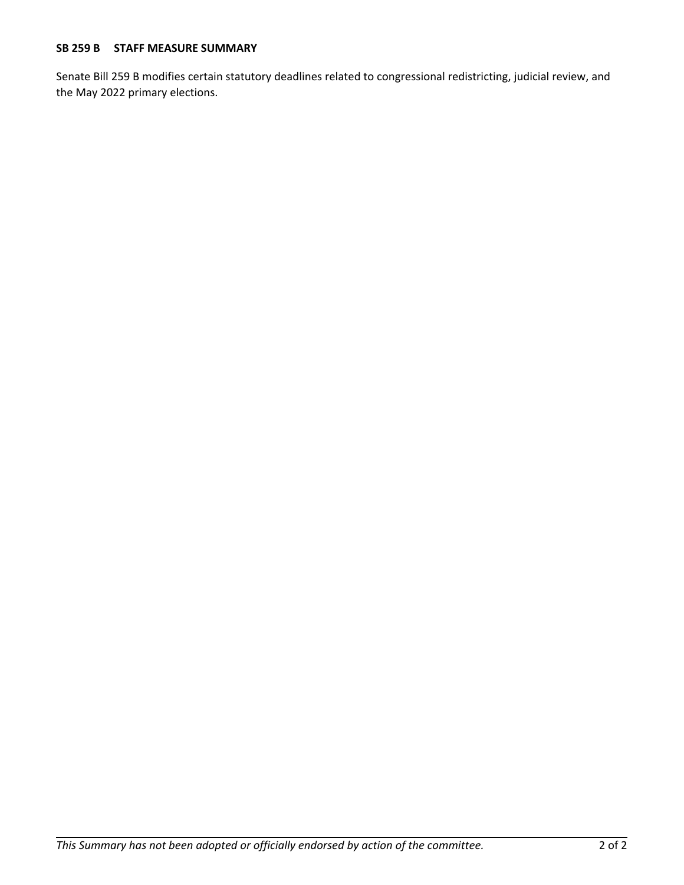**SB 259 B STAFF MEASURE SUMMARY**

Senate Bill 259 B modifies certain statutory deadlines related to congressional redistricting, judicial review, and the May 2022 primary elections.